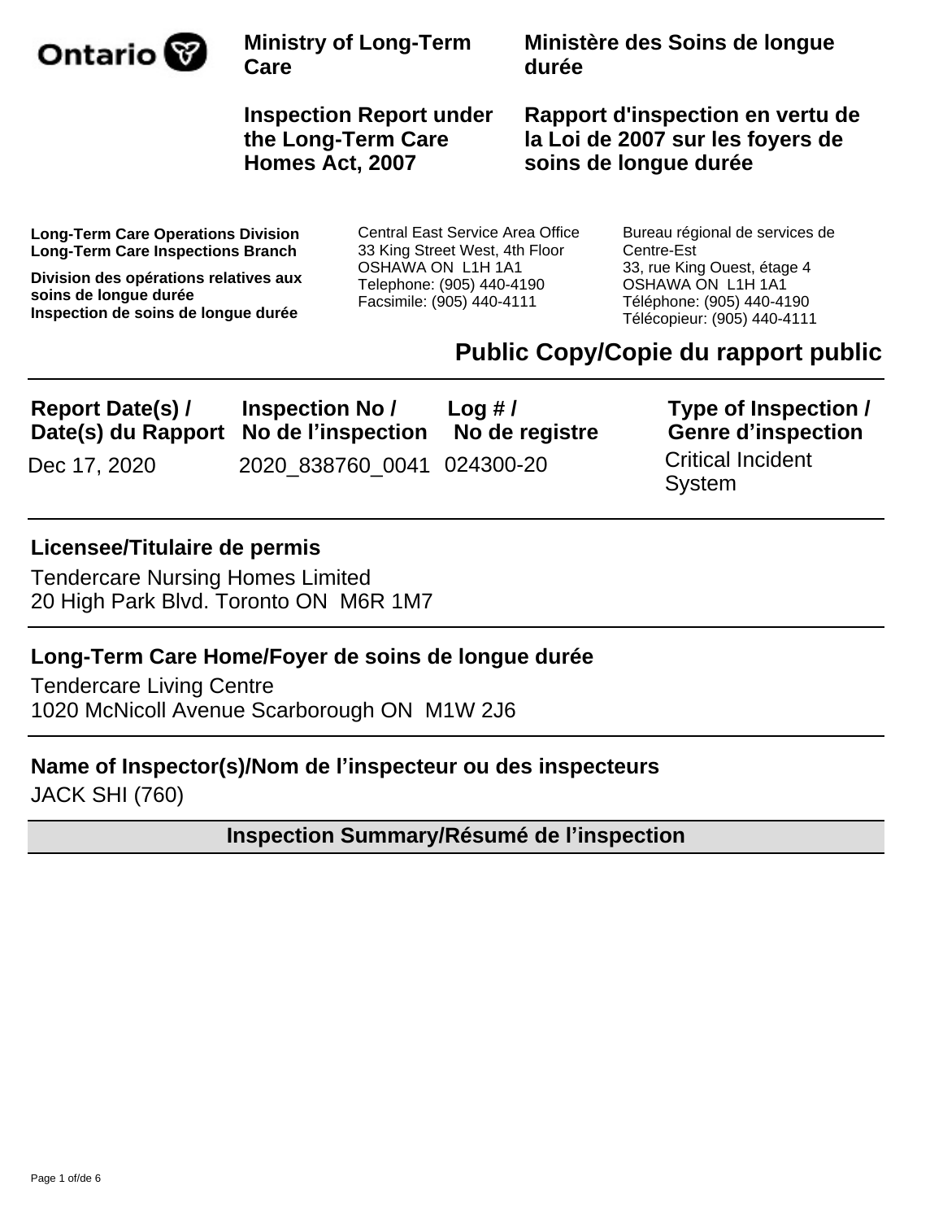Ontario

**Ministry of Long-Term Care**

**Inspection Report under the Long-Term Care Homes Act, 2007**

**Ministère des Soins de longue durée**

**Rapport d'inspection en vertu de la Loi de 2007 sur les foyers de soins de longue durée**

**Long-Term Care Operations Division**
**Long-Term Care Inspections Branch**

**Division des opérations relatives aux soins de longue durée**
**Inspection de soins de longue durée**

Central East Service Area Office
33 King Street West, 4th Floor
OSHAWA ON L1H 1A1
Telephone: (905) 440-4190
Facsimile: (905) 440-4111

Bureau régional de services de Centre-Est
33, rue King Ouest, étage 4
OSHAWA ON L1H 1A1
Téléphone: (905) 440-4190
Télécopieur: (905) 440-4111

## Public Copy/Copie du rapport public

| Report Date(s) / Date(s) du Rapport | Inspection No / No de l'inspection | Log # / No de registre | Type of Inspection / Genre d'inspection |
|---|---|---|---|
| Dec 17, 2020 | 2020_838760_0041 | 024300-20 | Critical Incident System |

**Licensee/Titulaire de permis**

Tendercare Nursing Homes Limited
20 High Park Blvd. Toronto ON M6R 1M7

**Long-Term Care Home/Foyer de soins de longue durée**

Tendercare Living Centre
1020 McNicoll Avenue Scarborough ON M1W 2J6

**Name of Inspector(s)/Nom de l'inspecteur ou des inspecteurs**

JACK SHI (760)

## Inspection Summary/Résumé de l'inspection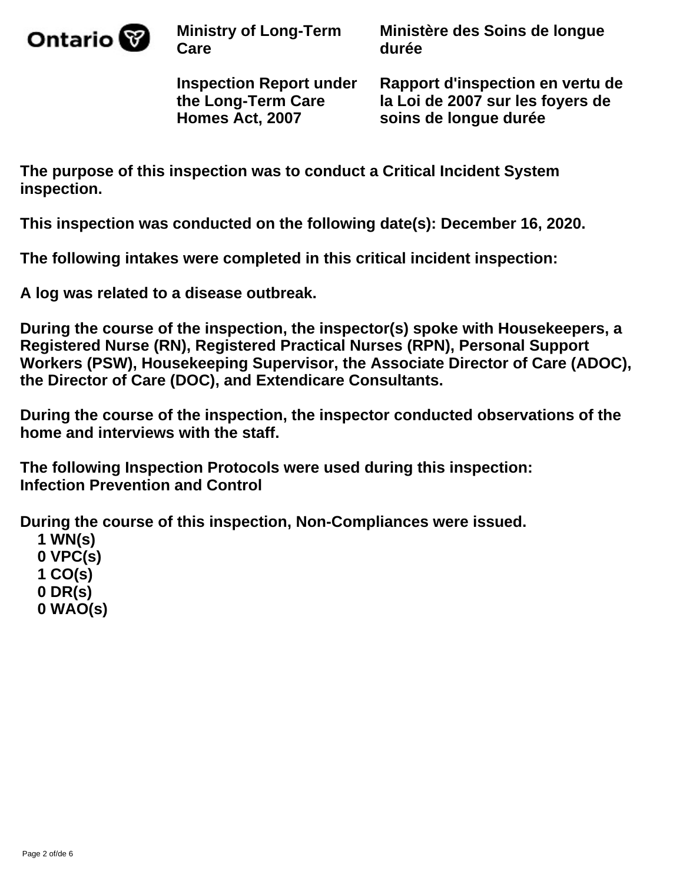**The purpose of this inspection was to conduct a Critical Incident System inspection.**

**This inspection was conducted on the following date(s): December 16, 2020.**

**The following intakes were completed in this critical incident inspection:**

**A log was related to a disease outbreak.**

**During the course of the inspection, the inspector(s) spoke with Housekeepers, a Registered Nurse (RN), Registered Practical Nurses (RPN), Personal Support Workers (PSW), Housekeeping Supervisor, the Associate Director of Care (ADOC), the Director of Care (DOC), and Extendicare Consultants.**

**During the course of the inspection, the inspector conducted observations of the home and interviews with the staff.**

**The following Inspection Protocols were used during this inspection:**
**Infection Prevention and Control**

**During the course of this inspection, Non-Compliances were issued.**

- **1 WN(s)**
- **0 VPC(s)**
- **1 CO(s)**
- **0 DR(s)**
- **0 WAO(s)**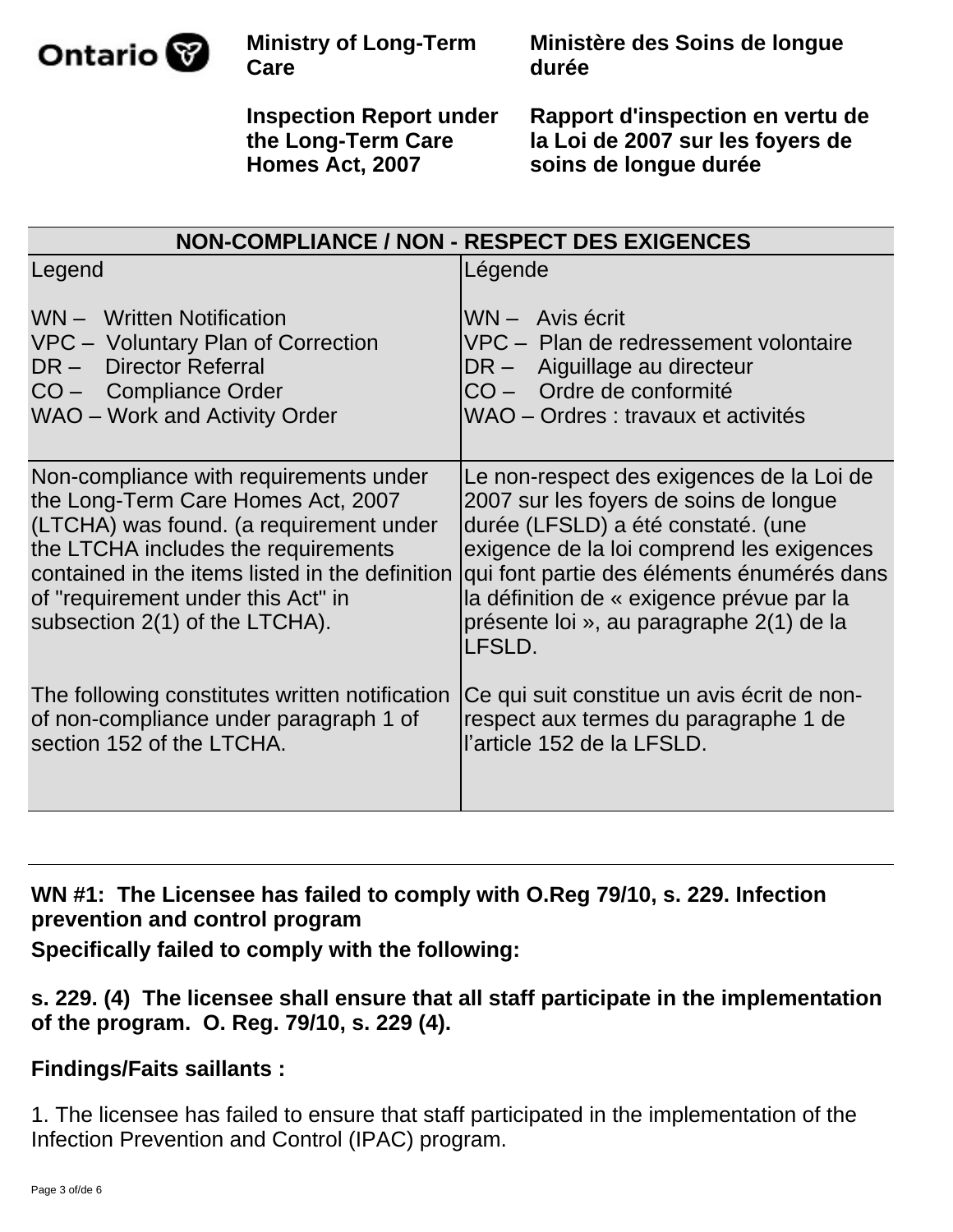Ministry of Long-Term Care

Ministère des Soins de longue durée

Inspection Report under the Long-Term Care Homes Act, 2007

Rapport d'inspection en vertu de la Loi de 2007 sur les foyers de soins de longue durée

| NON-COMPLIANCE / NON - RESPECT DES EXIGENCES | |
|---|---|
| Legend<br><br>WN – Written Notification<br>VPC – Voluntary Plan of Correction<br>DR – Director Referral<br>CO – Compliance Order<br>WAO – Work and Activity Order | Légende<br><br>WN – Avis écrit<br>VPC – Plan de redressement volontaire<br>DR – Aiguillage au directeur<br>CO – Ordre de conformité<br>WAO – Ordres : travaux et activités |
| Non-compliance with requirements under the Long-Term Care Homes Act, 2007 (LTCHA) was found. (a requirement under the LTCHA includes the requirements contained in the items listed in the definition of "requirement under this Act" in subsection 2(1) of the LTCHA).<br><br>The following constitutes written notification of non-compliance under paragraph 1 of section 152 of the LTCHA. | Le non-respect des exigences de la Loi de 2007 sur les foyers de soins de longue durée (LFSLD) a été constaté. (une exigence de la loi comprend les exigences qui font partie des éléments énumérés dans la définition de « exigence prévue par la présente loi », au paragraphe 2(1) de la LFSLD.<br><br>Ce qui suit constitue un avis écrit de non-respect aux termes du paragraphe 1 de l'article 152 de la LFSLD. |

**WN #1: The Licensee has failed to comply with O.Reg 79/10, s. 229. Infection prevention and control program**

**Specifically failed to comply with the following:**

**s. 229. (4) The licensee shall ensure that all staff participate in the implementation of the program. O. Reg. 79/10, s. 229 (4).**

**Findings/Faits saillants :**

1. The licensee has failed to ensure that staff participated in the implementation of the Infection Prevention and Control (IPAC) program.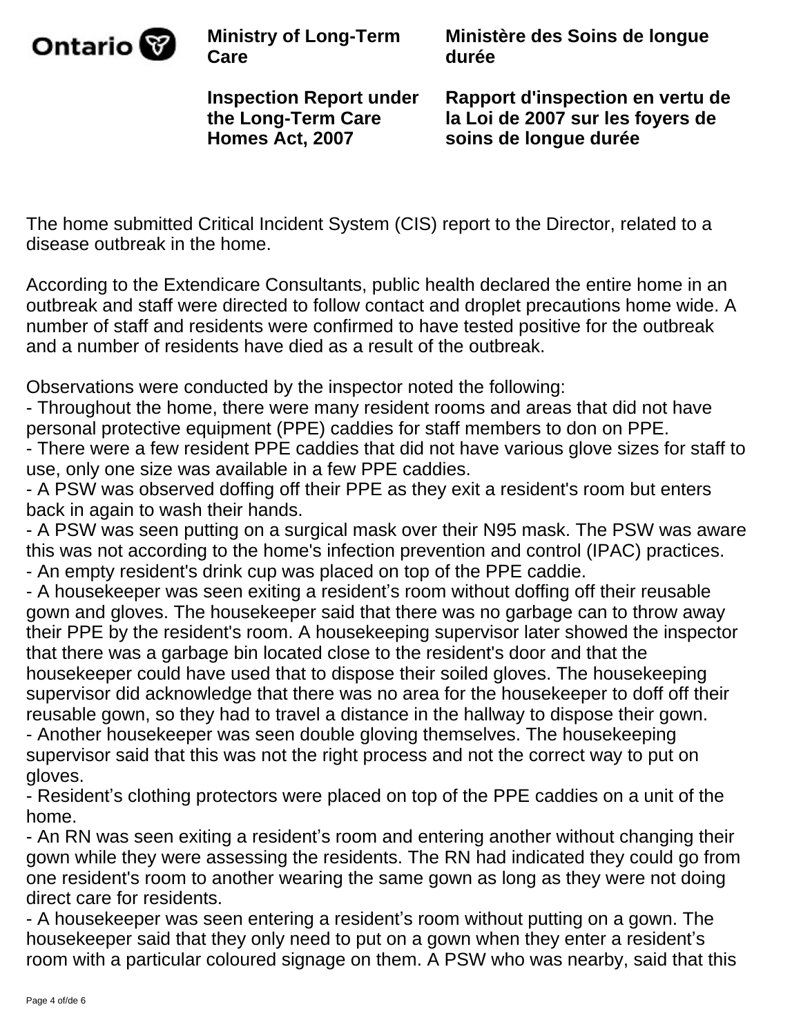The home submitted Critical Incident System (CIS) report to the Director, related to a disease outbreak in the home.

According to the Extendicare Consultants, public health declared the entire home in an outbreak and staff were directed to follow contact and droplet precautions home wide. A number of staff and residents were confirmed to have tested positive for the outbreak and a number of residents have died as a result of the outbreak.

Observations were conducted by the inspector noted the following:
- Throughout the home, there were many resident rooms and areas that did not have personal protective equipment (PPE) caddies for staff members to don on PPE.
- There were a few resident PPE caddies that did not have various glove sizes for staff to use, only one size was available in a few PPE caddies.
- A PSW was observed doffing off their PPE as they exit a resident's room but enters back in again to wash their hands.
- A PSW was seen putting on a surgical mask over their N95 mask. The PSW was aware this was not according to the home's infection prevention and control (IPAC) practices.
- An empty resident's drink cup was placed on top of the PPE caddie.
- A housekeeper was seen exiting a resident's room without doffing off their reusable gown and gloves. The housekeeper said that there was no garbage can to throw away their PPE by the resident's room. A housekeeping supervisor later showed the inspector that there was a garbage bin located close to the resident's door and that the housekeeper could have used that to dispose their soiled gloves. The housekeeping supervisor did acknowledge that there was no area for the housekeeper to doff off their reusable gown, so they had to travel a distance in the hallway to dispose their gown.
- Another housekeeper was seen double gloving themselves. The housekeeping supervisor said that this was not the right process and not the correct way to put on gloves.
- Resident's clothing protectors were placed on top of the PPE caddies on a unit of the home.
- An RN was seen exiting a resident's room and entering another without changing their gown while they were assessing the residents. The RN had indicated they could go from one resident's room to another wearing the same gown as long as they were not doing direct care for residents.
- A housekeeper was seen entering a resident's room without putting on a gown. The housekeeper said that they only need to put on a gown when they enter a resident's room with a particular coloured signage on them. A PSW who was nearby, said that this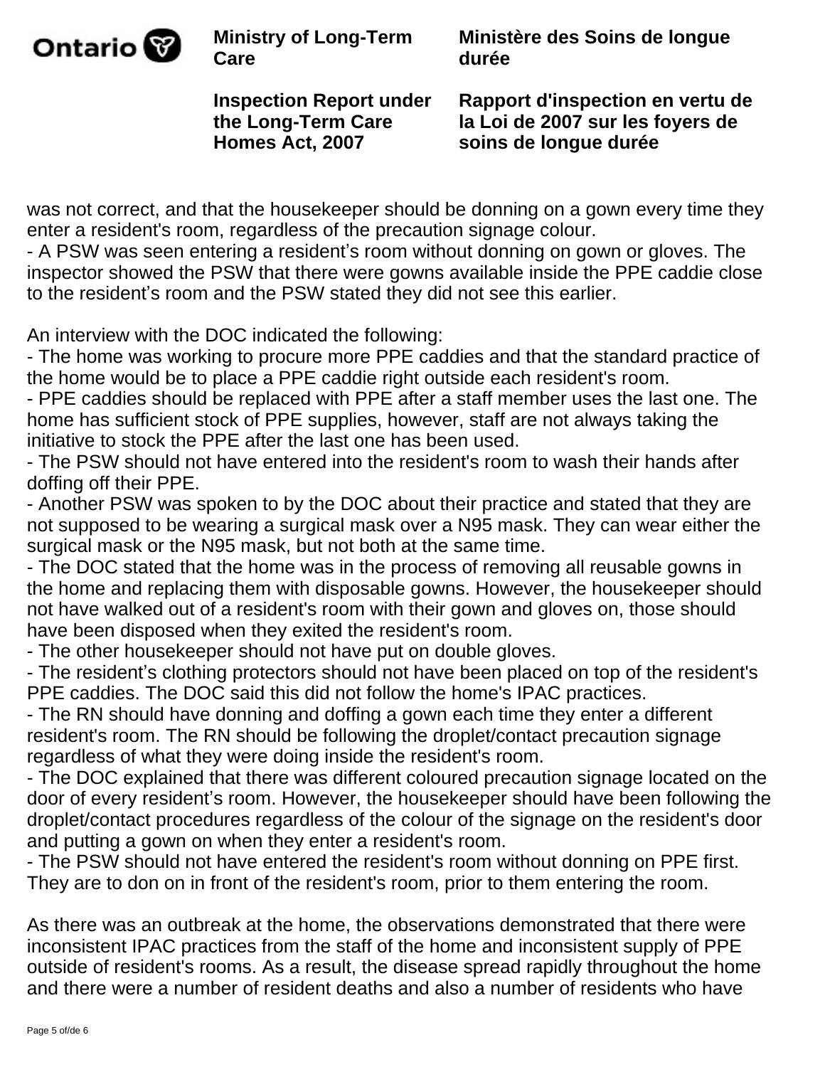was not correct, and that the housekeeper should be donning on a gown every time they enter a resident's room, regardless of the precaution signage colour.
- A PSW was seen entering a resident’s room without donning on gown or gloves. The inspector showed the PSW that there were gowns available inside the PPE caddie close to the resident’s room and the PSW stated they did not see this earlier.

An interview with the DOC indicated the following:
- The home was working to procure more PPE caddies and that the standard practice of the home would be to place a PPE caddie right outside each resident's room.
- PPE caddies should be replaced with PPE after a staff member uses the last one. The home has sufficient stock of PPE supplies, however, staff are not always taking the initiative to stock the PPE after the last one has been used.
- The PSW should not have entered into the resident's room to wash their hands after doffing off their PPE.
- Another PSW was spoken to by the DOC about their practice and stated that they are not supposed to be wearing a surgical mask over a N95 mask. They can wear either the surgical mask or the N95 mask, but not both at the same time.
- The DOC stated that the home was in the process of removing all reusable gowns in the home and replacing them with disposable gowns. However, the housekeeper should not have walked out of a resident's room with their gown and gloves on, those should have been disposed when they exited the resident's room.
- The other housekeeper should not have put on double gloves.
- The resident’s clothing protectors should not have been placed on top of the resident's PPE caddies. The DOC said this did not follow the home's IPAC practices.
- The RN should have donning and doffing a gown each time they enter a different resident's room. The RN should be following the droplet/contact precaution signage regardless of what they were doing inside the resident's room.
- The DOC explained that there was different coloured precaution signage located on the door of every resident’s room. However, the housekeeper should have been following the droplet/contact procedures regardless of the colour of the signage on the resident's door and putting a gown on when they enter a resident's room.
- The PSW should not have entered the resident's room without donning on PPE first. They are to don on in front of the resident's room, prior to them entering the room.

As there was an outbreak at the home, the observations demonstrated that there were inconsistent IPAC practices from the staff of the home and inconsistent supply of PPE outside of resident's rooms. As a result, the disease spread rapidly throughout the home and there were a number of resident deaths and also a number of residents who have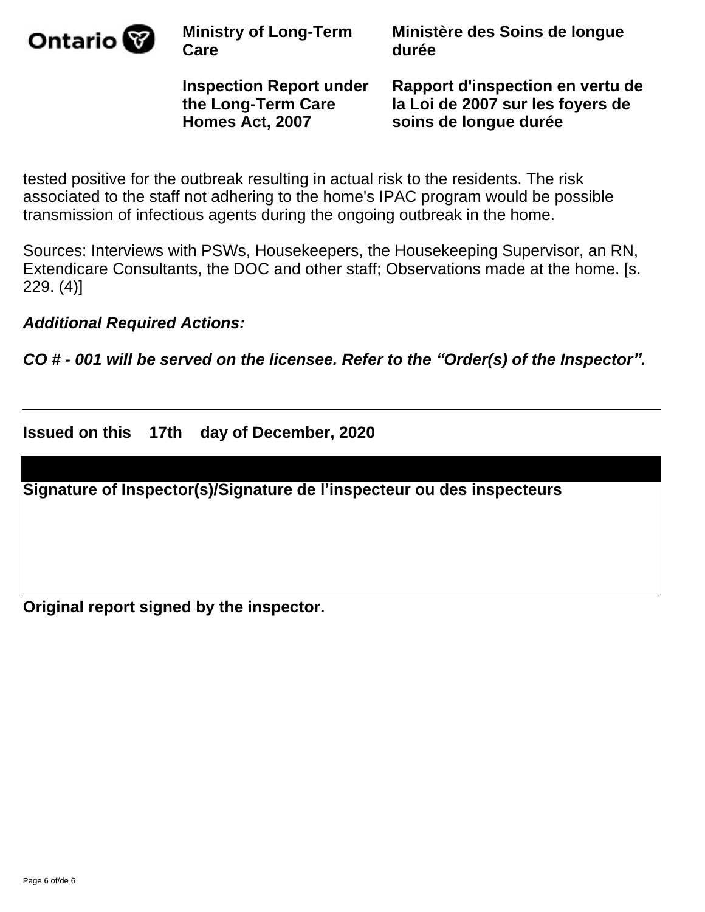tested positive for the outbreak resulting in actual risk to the residents. The risk associated to the staff not adhering to the home's IPAC program would be possible transmission of infectious agents during the ongoing outbreak in the home.

Sources: Interviews with PSWs, Housekeepers, the Housekeeping Supervisor, an RN, Extendicare Consultants, the DOC and other staff; Observations made at the home. [s. 229. (4)]

***Additional Required Actions:***

***CO # - 001 will be served on the licensee. Refer to the "Order(s) of the Inspector".***

---

**Issued on this 17th day of December, 2020**

**Signature of Inspector(s)/Signature de l'inspecteur ou des inspecteurs**

**Original report signed by the inspector.**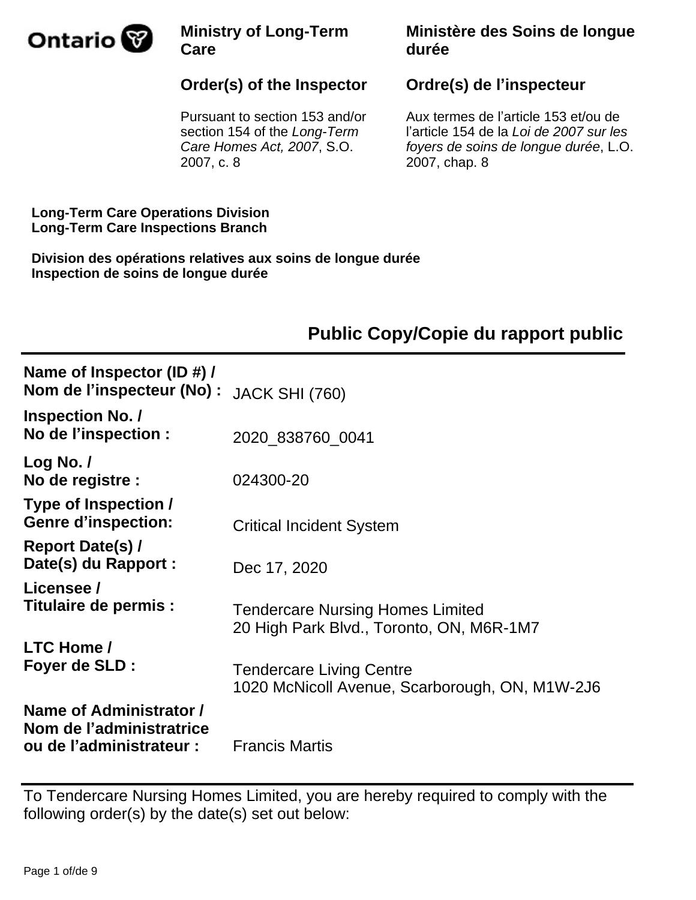Ontario

**Ministry of Long-Term Care**

**Ministère des Soins de longue durée**

## Order(s) of the Inspector

## Ordre(s) de l’inspecteur

Pursuant to section 153 and/or section 154 of the *Long-Term Care Homes Act, 2007*, S.O. 2007, c. 8

Aux termes de l’article 153 et/ou de l’article 154 de la *Loi de 2007 sur les foyers de soins de longue durée*, L.O. 2007, chap. 8

**Long-Term Care Operations Division**
**Long-Term Care Inspections Branch**

**Division des opérations relatives aux soins de longue durée**
**Inspection de soins de longue durée**

## Public Copy/Copie du rapport public

| | |
|---|---|
| **Name of Inspector (ID #) / Nom de l’inspecteur (No) :** | JACK SHI (760) |
| **Inspection No. / No de l’inspection :** | 2020_838760_0041 |
| **Log No. / No de registre :** | 024300-20 |
| **Type of Inspection / Genre d’inspection:** | Critical Incident System |
| **Report Date(s) / Date(s) du Rapport :** | Dec 17, 2020 |
| **Licensee / Titulaire de permis :** | Tendercare Nursing Homes Limited<br>20 High Park Blvd., Toronto, ON, M6R-1M7 |
| **LTC Home / Foyer de SLD :** | Tendercare Living Centre<br>1020 McNicoll Avenue, Scarborough, ON, M1W-2J6 |
| **Name of Administrator / Nom de l’administratrice ou de l’administrateur :** | Francis Martis |

To Tendercare Nursing Homes Limited, you are hereby required to comply with the following order(s) by the date(s) set out below: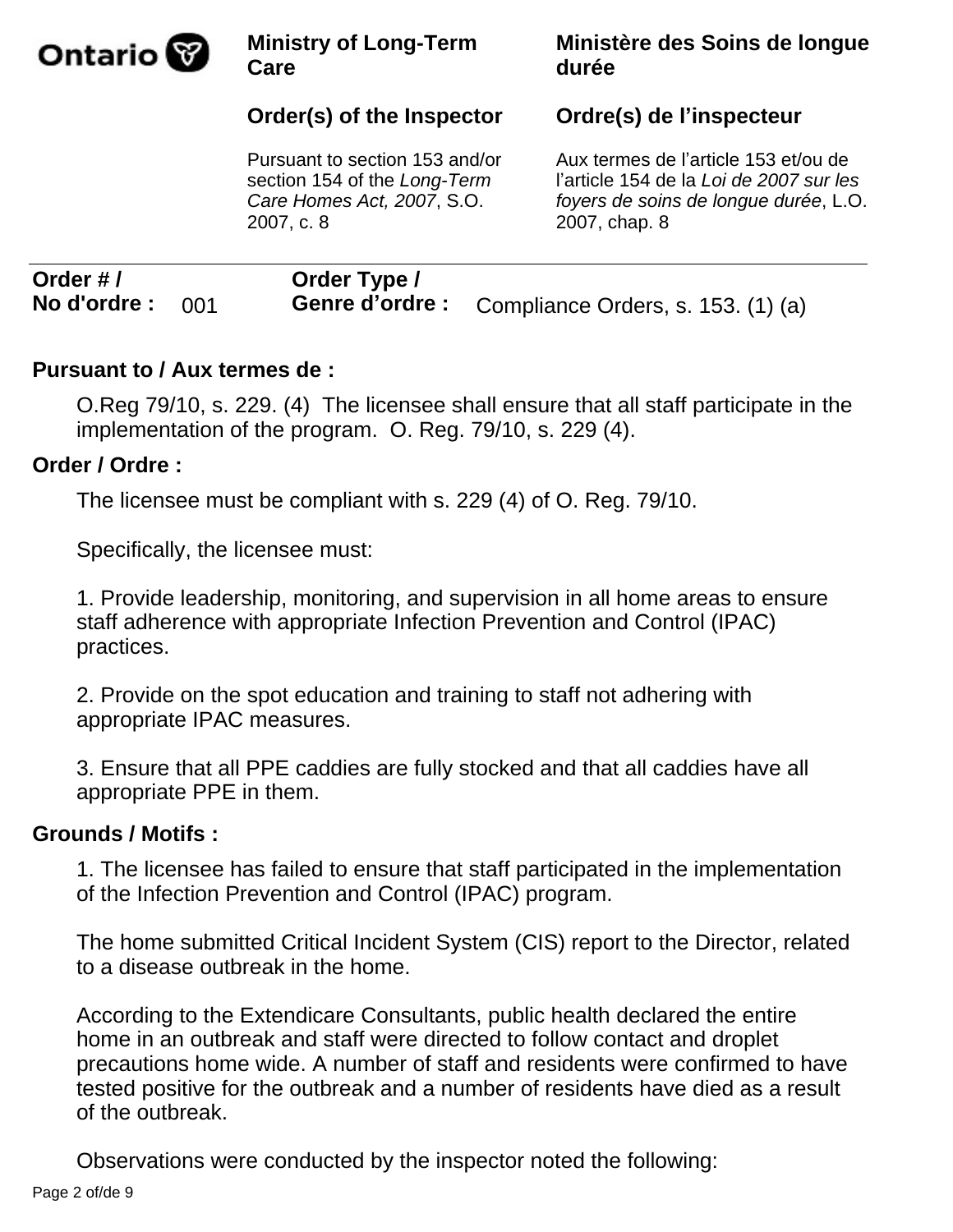| Ontario | Ministry of Long-Term Care | Ministère des Soins de longue durée |
|---|---|---|
| | **Order(s) of the Inspector** | **Ordre(s) de l'inspecteur** |
| | Pursuant to section 153 and/or section 154 of the *Long-Term Care Homes Act, 2007*, S.O. 2007, c. 8 | Aux termes de l'article 153 et/ou de l'article 154 de la *Loi de 2007 sur les foyers de soins de longue durée*, L.O. 2007, chap. 8 |

**Order # / No d'ordre :** 001 **Order Type / Genre d'ordre :** Compliance Orders, s. 153. (1) (a)

**Pursuant to / Aux termes de :**

O.Reg 79/10, s. 229. (4) The licensee shall ensure that all staff participate in the implementation of the program. O. Reg. 79/10, s. 229 (4).

**Order / Ordre :**

The licensee must be compliant with s. 229 (4) of O. Reg. 79/10.

Specifically, the licensee must:

1. Provide leadership, monitoring, and supervision in all home areas to ensure staff adherence with appropriate Infection Prevention and Control (IPAC) practices.

2. Provide on the spot education and training to staff not adhering with appropriate IPAC measures.

3. Ensure that all PPE caddies are fully stocked and that all caddies have all appropriate PPE in them.

**Grounds / Motifs :**

1. The licensee has failed to ensure that staff participated in the implementation of the Infection Prevention and Control (IPAC) program.

The home submitted Critical Incident System (CIS) report to the Director, related to a disease outbreak in the home.

According to the Extendicare Consultants, public health declared the entire home in an outbreak and staff were directed to follow contact and droplet precautions home wide. A number of staff and residents were confirmed to have tested positive for the outbreak and a number of residents have died as a result of the outbreak.

Observations were conducted by the inspector noted the following: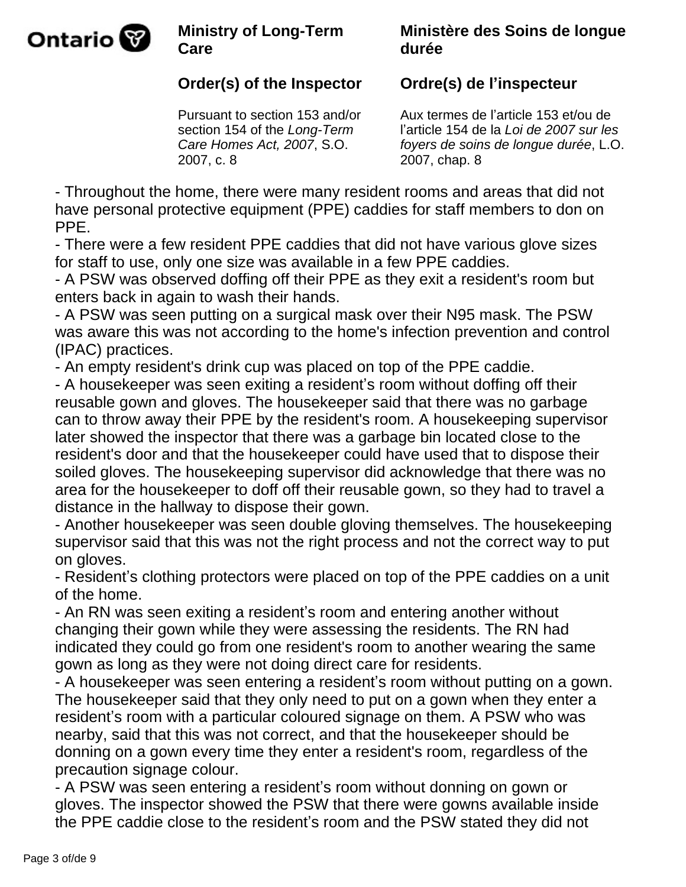- Throughout the home, there were many resident rooms and areas that did not have personal protective equipment (PPE) caddies for staff members to don on PPE.
- There were a few resident PPE caddies that did not have various glove sizes for staff to use, only one size was available in a few PPE caddies.
- A PSW was observed doffing off their PPE as they exit a resident's room but enters back in again to wash their hands.
- A PSW was seen putting on a surgical mask over their N95 mask. The PSW was aware this was not according to the home's infection prevention and control (IPAC) practices.
- An empty resident's drink cup was placed on top of the PPE caddie.
- A housekeeper was seen exiting a resident’s room without doffing off their reusable gown and gloves. The housekeeper said that there was no garbage can to throw away their PPE by the resident's room. A housekeeping supervisor later showed the inspector that there was a garbage bin located close to the resident's door and that the housekeeper could have used that to dispose their soiled gloves. The housekeeping supervisor did acknowledge that there was no area for the housekeeper to doff off their reusable gown, so they had to travel a distance in the hallway to dispose their gown.
- Another housekeeper was seen double gloving themselves. The housekeeping supervisor said that this was not the right process and not the correct way to put on gloves.
- Resident’s clothing protectors were placed on top of the PPE caddies on a unit of the home.
- An RN was seen exiting a resident’s room and entering another without changing their gown while they were assessing the residents. The RN had indicated they could go from one resident's room to another wearing the same gown as long as they were not doing direct care for residents.
- A housekeeper was seen entering a resident’s room without putting on a gown. The housekeeper said that they only need to put on a gown when they enter a resident’s room with a particular coloured signage on them. A PSW who was nearby, said that this was not correct, and that the housekeeper should be donning on a gown every time they enter a resident's room, regardless of the precaution signage colour.
- A PSW was seen entering a resident’s room without donning on gown or gloves. The inspector showed the PSW that there were gowns available inside the PPE caddie close to the resident’s room and the PSW stated they did not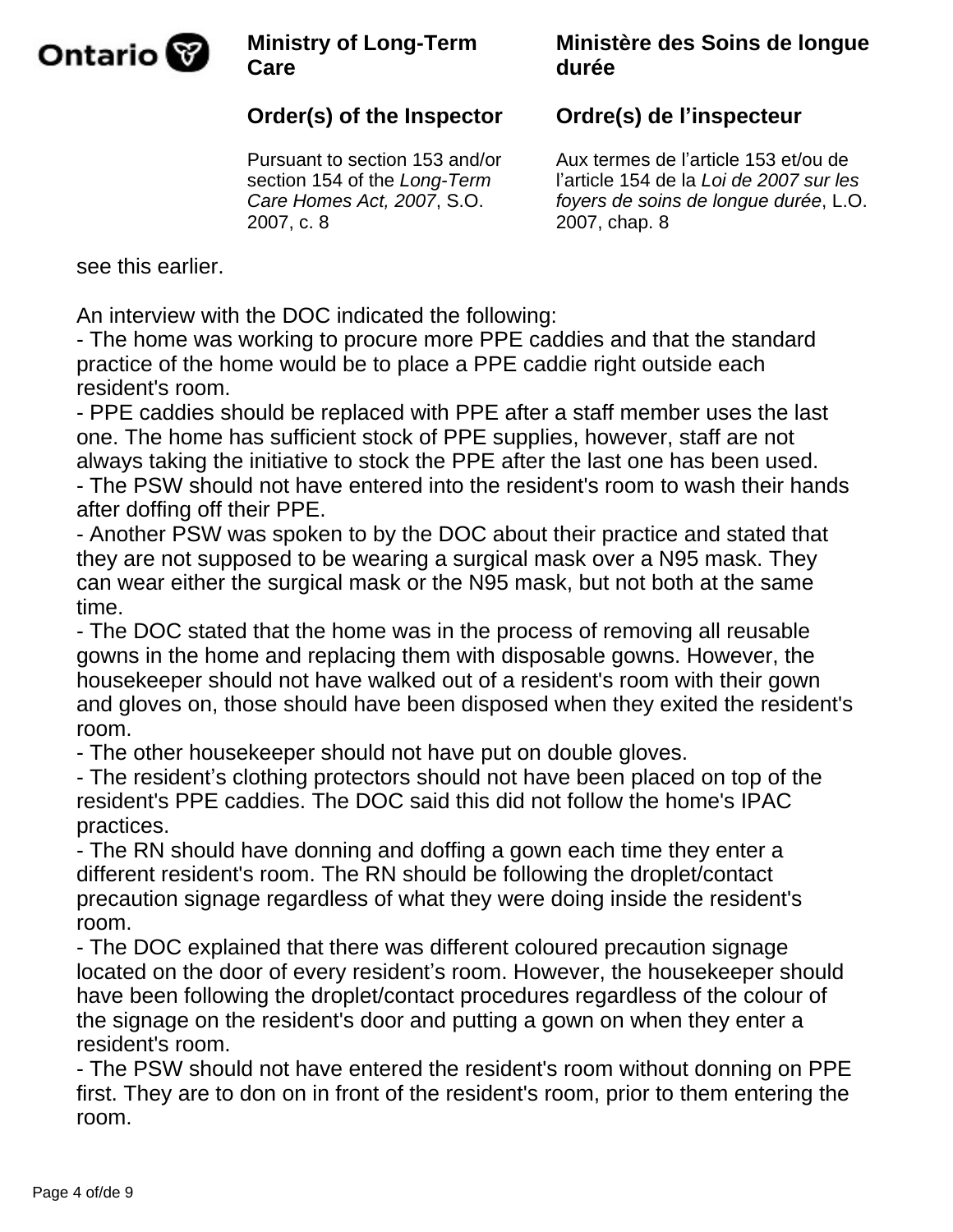see this earlier.

An interview with the DOC indicated the following:

- The home was working to procure more PPE caddies and that the standard practice of the home would be to place a PPE caddie right outside each resident's room.
- PPE caddies should be replaced with PPE after a staff member uses the last one. The home has sufficient stock of PPE supplies, however, staff are not always taking the initiative to stock the PPE after the last one has been used.
- The PSW should not have entered into the resident's room to wash their hands after doffing off their PPE.
- Another PSW was spoken to by the DOC about their practice and stated that they are not supposed to be wearing a surgical mask over a N95 mask. They can wear either the surgical mask or the N95 mask, but not both at the same time.
- The DOC stated that the home was in the process of removing all reusable gowns in the home and replacing them with disposable gowns. However, the housekeeper should not have walked out of a resident's room with their gown and gloves on, those should have been disposed when they exited the resident's room.
- The other housekeeper should not have put on double gloves.
- The resident’s clothing protectors should not have been placed on top of the resident's PPE caddies. The DOC said this did not follow the home's IPAC practices.
- The RN should have donning and doffing a gown each time they enter a different resident's room. The RN should be following the droplet/contact precaution signage regardless of what they were doing inside the resident's room.
- The DOC explained that there was different coloured precaution signage located on the door of every resident’s room. However, the housekeeper should have been following the droplet/contact procedures regardless of the colour of the signage on the resident's door and putting a gown on when they enter a resident's room.
- The PSW should not have entered the resident's room without donning on PPE first. They are to don on in front of the resident's room, prior to them entering the room.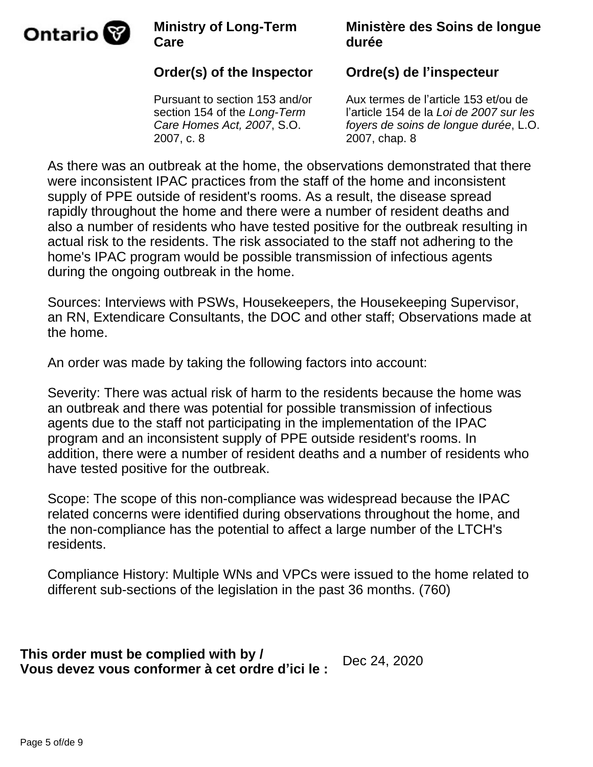As there was an outbreak at the home, the observations demonstrated that there were inconsistent IPAC practices from the staff of the home and inconsistent supply of PPE outside of resident's rooms. As a result, the disease spread rapidly throughout the home and there were a number of resident deaths and also a number of residents who have tested positive for the outbreak resulting in actual risk to the residents. The risk associated to the staff not adhering to the home's IPAC program would be possible transmission of infectious agents during the ongoing outbreak in the home.

Sources: Interviews with PSWs, Housekeepers, the Housekeeping Supervisor, an RN, Extendicare Consultants, the DOC and other staff; Observations made at the home.

An order was made by taking the following factors into account:

Severity: There was actual risk of harm to the residents because the home was an outbreak and there was potential for possible transmission of infectious agents due to the staff not participating in the implementation of the IPAC program and an inconsistent supply of PPE outside resident's rooms. In addition, there were a number of resident deaths and a number of residents who have tested positive for the outbreak.

Scope: The scope of this non-compliance was widespread because the IPAC related concerns were identified during observations throughout the home, and the non-compliance has the potential to affect a large number of the LTCH's residents.

Compliance History: Multiple WNs and VPCs were issued to the home related to different sub-sections of the legislation in the past 36 months. (760)

**This order must be complied with by / Vous devez vous conformer à cet ordre d'ici le :** Dec 24, 2020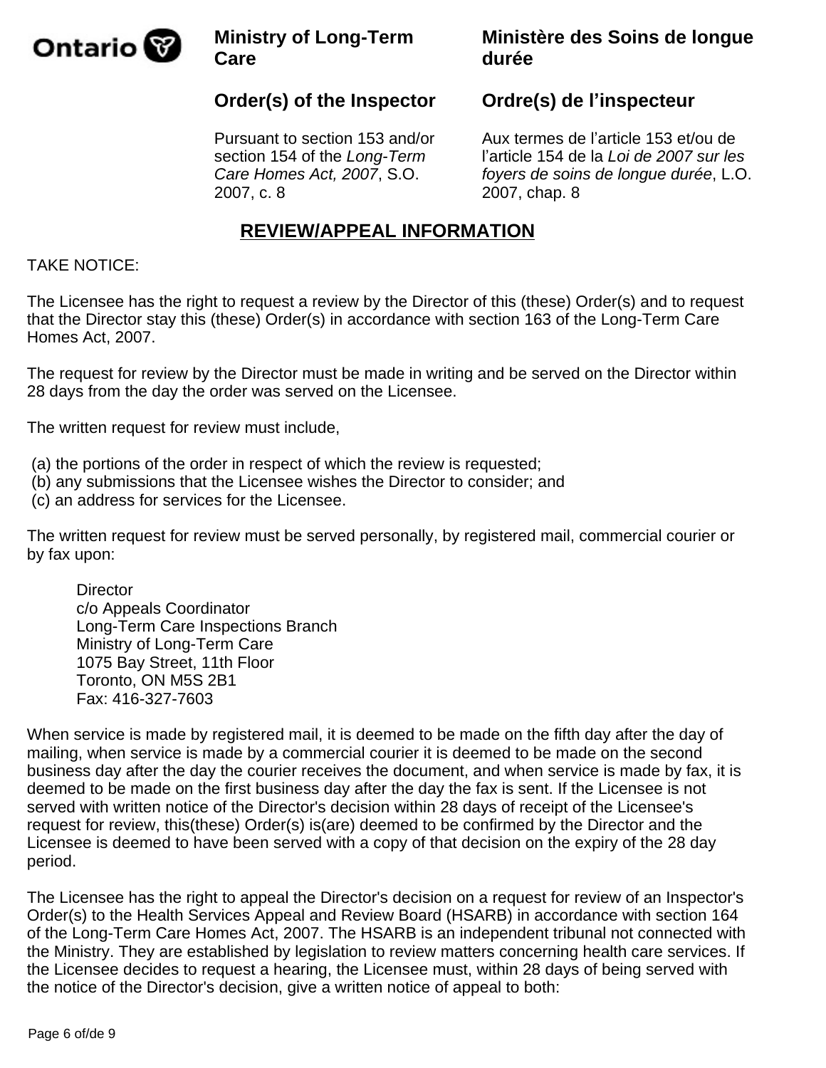**Ontario**

**Ministry of Long-Term Care**

**Ministère des Soins de longue durée**

## Order(s) of the Inspector

## Ordre(s) de l’inspecteur

Pursuant to section 153 and/or section 154 of the *Long-Term Care Homes Act, 2007*, S.O. 2007, c. 8

Aux termes de l’article 153 et/ou de l’article 154 de la *Loi de 2007 sur les foyers de soins de longue durée*, L.O. 2007, chap. 8

## REVIEW/APPEAL INFORMATION

TAKE NOTICE:

The Licensee has the right to request a review by the Director of this (these) Order(s) and to request that the Director stay this (these) Order(s) in accordance with section 163 of the Long-Term Care Homes Act, 2007.

The request for review by the Director must be made in writing and be served on the Director within 28 days from the day the order was served on the Licensee.

The written request for review must include,

(a) the portions of the order in respect of which the review is requested;
(b) any submissions that the Licensee wishes the Director to consider; and
(c) an address for services for the Licensee.

The written request for review must be served personally, by registered mail, commercial courier or by fax upon:

Director
c/o Appeals Coordinator
Long-Term Care Inspections Branch
Ministry of Long-Term Care
1075 Bay Street, 11th Floor
Toronto, ON M5S 2B1
Fax: 416-327-7603

When service is made by registered mail, it is deemed to be made on the fifth day after the day of mailing, when service is made by a commercial courier it is deemed to be made on the second business day after the day the courier receives the document, and when service is made by fax, it is deemed to be made on the first business day after the day the fax is sent. If the Licensee is not served with written notice of the Director's decision within 28 days of receipt of the Licensee's request for review, this(these) Order(s) is(are) deemed to be confirmed by the Director and the Licensee is deemed to have been served with a copy of that decision on the expiry of the 28 day period.

The Licensee has the right to appeal the Director's decision on a request for review of an Inspector's Order(s) to the Health Services Appeal and Review Board (HSARB) in accordance with section 164 of the Long-Term Care Homes Act, 2007. The HSARB is an independent tribunal not connected with the Ministry. They are established by legislation to review matters concerning health care services. If the Licensee decides to request a hearing, the Licensee must, within 28 days of being served with the notice of the Director's decision, give a written notice of appeal to both: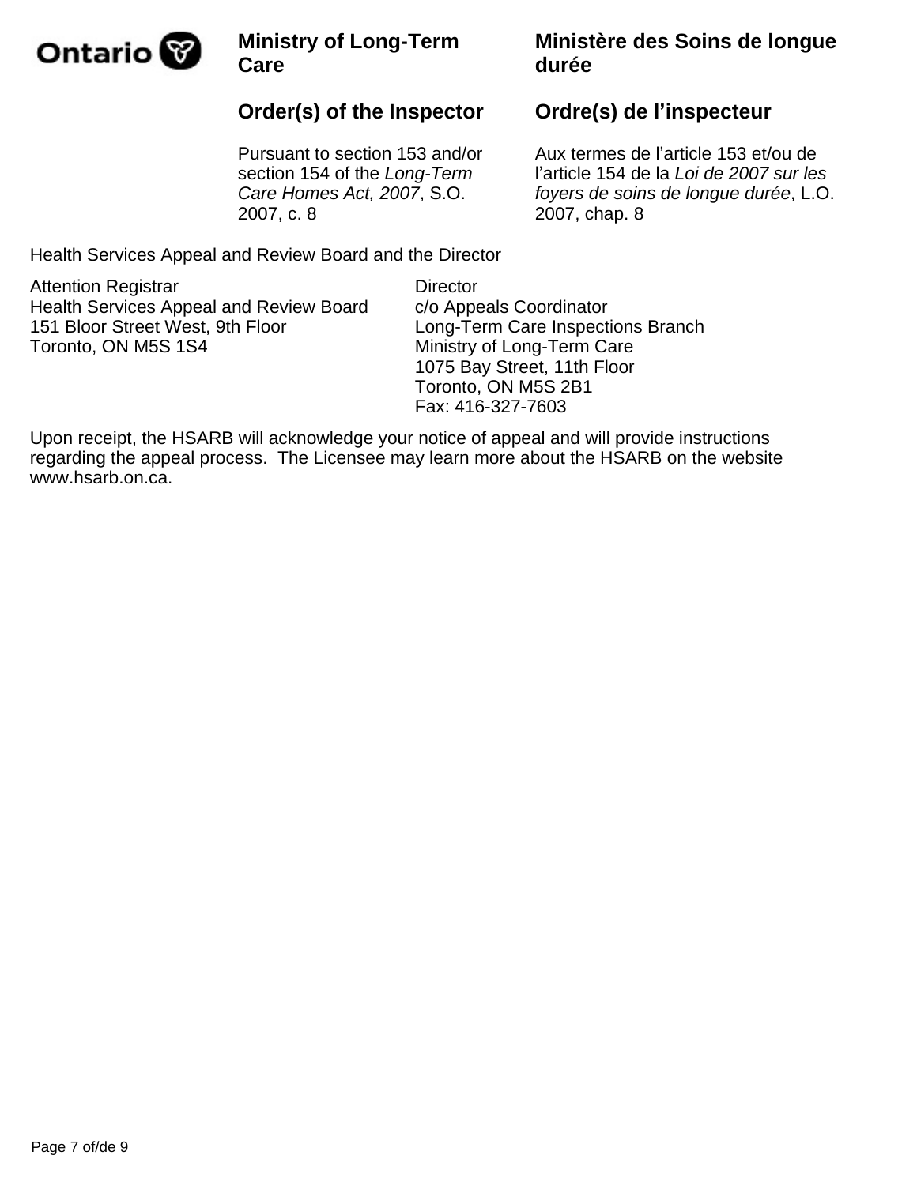Ontario

**Ministry of Long-Term Care**

**Ministère des Soins de longue durée**

## Order(s) of the Inspector

## Ordre(s) de l’inspecteur

Pursuant to section 153 and/or section 154 of the *Long-Term Care Homes Act, 2007*, S.O. 2007, c. 8

Aux termes de l’article 153 et/ou de l’article 154 de la *Loi de 2007 sur les foyers de soins de longue durée*, L.O. 2007, chap. 8

Health Services Appeal and Review Board and the Director

Attention Registrar
Health Services Appeal and Review Board
151 Bloor Street West, 9th Floor
Toronto, ON M5S 1S4

Director
c/o Appeals Coordinator
Long-Term Care Inspections Branch
Ministry of Long-Term Care
1075 Bay Street, 11th Floor
Toronto, ON M5S 2B1
Fax: 416-327-7603

Upon receipt, the HSARB will acknowledge your notice of appeal and will provide instructions regarding the appeal process. The Licensee may learn more about the HSARB on the website www.hsarb.on.ca.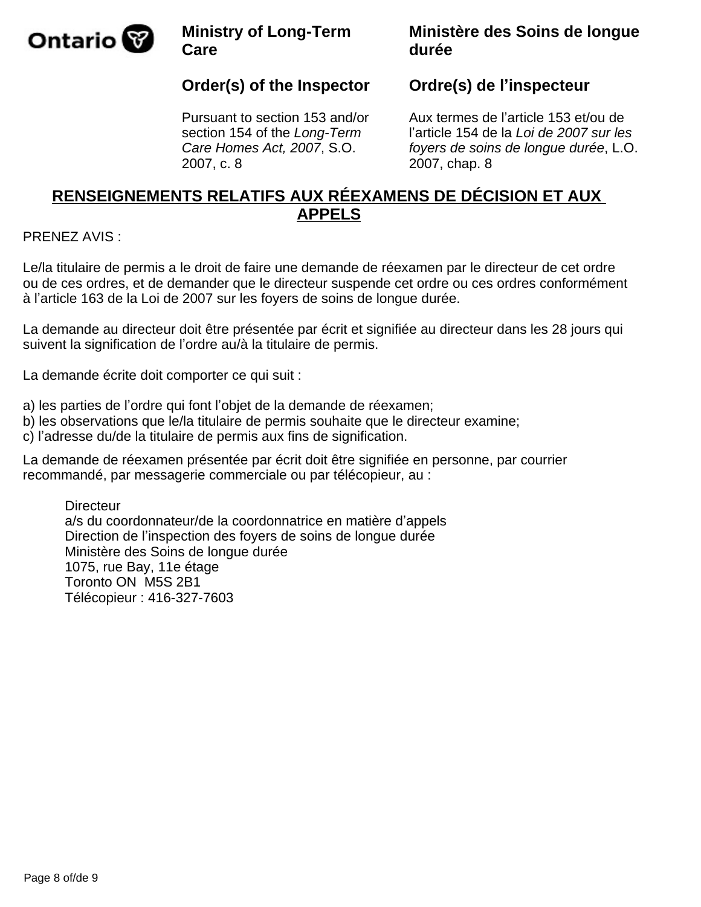**Ministry of Long-Term Care**

**Order(s) of the Inspector**

Pursuant to section 153 and/or section 154 of the *Long-Term Care Homes Act, 2007*, S.O. 2007, c. 8

**Ministère des Soins de longue durée**

**Ordre(s) de l'inspecteur**

Aux termes de l'article 153 et/ou de l'article 154 de la *Loi de 2007 sur les foyers de soins de longue durée*, L.O. 2007, chap. 8

## RENSEIGNEMENTS RELATIFS AUX RÉEXAMENS DE DÉCISION ET AUX APPELS

PRENEZ AVIS :

Le/la titulaire de permis a le droit de faire une demande de réexamen par le directeur de cet ordre ou de ces ordres, et de demander que le directeur suspende cet ordre ou ces ordres conformément à l'article 163 de la Loi de 2007 sur les foyers de soins de longue durée.

La demande au directeur doit être présentée par écrit et signifiée au directeur dans les 28 jours qui suivent la signification de l'ordre au/à la titulaire de permis.

La demande écrite doit comporter ce qui suit :

a) les parties de l'ordre qui font l'objet de la demande de réexamen;
b) les observations que le/la titulaire de permis souhaite que le directeur examine;
c) l'adresse du/de la titulaire de permis aux fins de signification.

La demande de réexamen présentée par écrit doit être signifiée en personne, par courrier recommandé, par messagerie commerciale ou par télécopieur, au :

Directeur
a/s du coordonnateur/de la coordonnatrice en matière d'appels
Direction de l'inspection des foyers de soins de longue durée
Ministère des Soins de longue durée
1075, rue Bay, 11e étage
Toronto ON  M5S 2B1
Télécopieur : 416-327-7603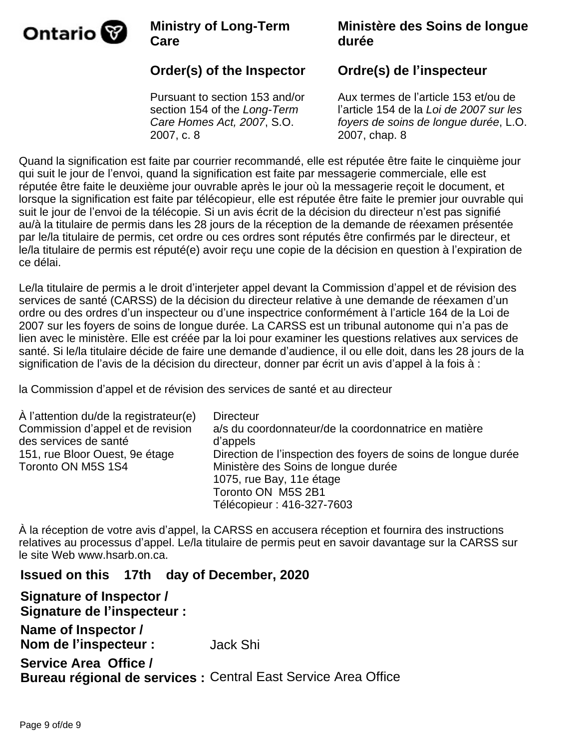Ontario

**Ministry of Long-Term Care**

**Ministère des Soins de longue durée**

## Order(s) of the Inspector

## Ordre(s) de l’inspecteur

Pursuant to section 153 and/or section 154 of the *Long-Term Care Homes Act, 2007*, S.O. 2007, c. 8

Aux termes de l’article 153 et/ou de l’article 154 de la *Loi de 2007 sur les foyers de soins de longue durée*, L.O. 2007, chap. 8

Quand la signification est faite par courrier recommandé, elle est réputée être faite le cinquième jour qui suit le jour de l’envoi, quand la signification est faite par messagerie commerciale, elle est réputée être faite le deuxième jour ouvrable après le jour où la messagerie reçoit le document, et lorsque la signification est faite par télécopieur, elle est réputée être faite le premier jour ouvrable qui suit le jour de l’envoi de la télécopie. Si un avis écrit de la décision du directeur n’est pas signifié au/à la titulaire de permis dans les 28 jours de la réception de la demande de réexamen présentée par le/la titulaire de permis, cet ordre ou ces ordres sont réputés être confirmés par le directeur, et le/la titulaire de permis est réputé(e) avoir reçu une copie de la décision en question à l’expiration de ce délai.

Le/la titulaire de permis a le droit d’interjeter appel devant la Commission d’appel et de révision des services de santé (CARSS) de la décision du directeur relative à une demande de réexamen d’un ordre ou des ordres d’un inspecteur ou d’une inspectrice conformément à l’article 164 de la Loi de 2007 sur les foyers de soins de longue durée. La CARSS est un tribunal autonome qui n’a pas de lien avec le ministère. Elle est créée par la loi pour examiner les questions relatives aux services de santé. Si le/la titulaire décide de faire une demande d’audience, il ou elle doit, dans les 28 jours de la signification de l’avis de la décision du directeur, donner par écrit un avis d’appel à la fois à :

la Commission d’appel et de révision des services de santé et au directeur

À l’attention du/de la registrateur(e)
Commission d’appel et de revision des services de santé
151, rue Bloor Ouest, 9e étage
Toronto ON M5S 1S4

Directeur
a/s du coordonnateur/de la coordonnatrice en matière d’appels
Direction de l’inspection des foyers de soins de longue durée
Ministère des Soins de longue durée
1075, rue Bay, 11e étage
Toronto ON  M5S 2B1
Télécopieur : 416-327-7603

À la réception de votre avis d’appel, la CARSS en accusera réception et fournira des instructions relatives au processus d’appel. Le/la titulaire de permis peut en savoir davantage sur la CARSS sur le site Web www.hsarb.on.ca.

**Issued on this 17th day of December, 2020**

**Signature of Inspector / Signature de l’inspecteur :**

**Name of Inspector / Nom de l’inspecteur :** Jack Shi

**Service Area Office / Bureau régional de services :** Central East Service Area Office